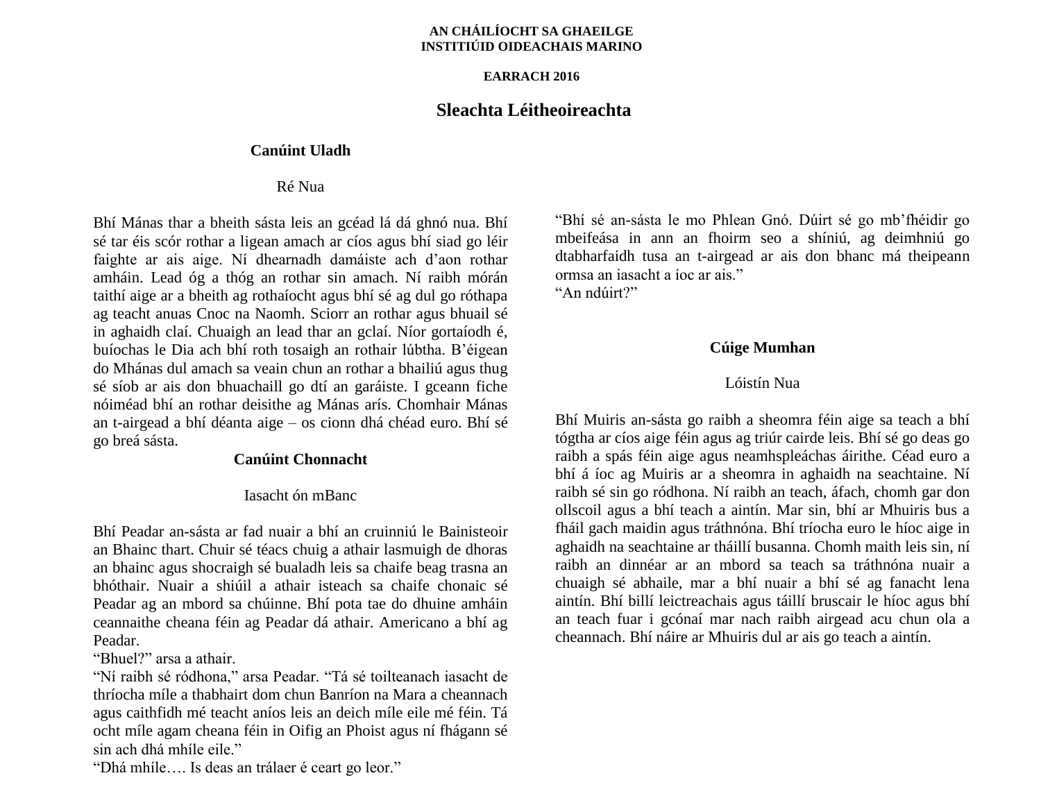**AN CHÁILÍOCHT SA GHAEILGE**
**INSTITIÚID OIDEACHAIS MARINO**

**EARRACH 2016**

# Sleachta Léitheoireachta

## Canúint Uladh

Ré Nua

Bhí Mánas thar a bheith sásta leis an gcéad lá dá ghnó nua. Bhí sé tar éis scór rothar a ligean amach ar cíos agus bhí siad go léir faighte ar ais aige. Ní dhearnadh damáiste ach d'aon rothar amháin. Lead óg a thóg an rothar sin amach. Ní raibh mórán taithí aige ar a bheith ag rothaíocht agus bhí sé ag dul go róthapa ag teacht anuas Cnoc na Naomh. Sciorr an rothar agus bhuail sé in aghaidh claí. Chuaigh an lead thar an gclaí. Níor gortaíodh é, buíochas le Dia ach bhí roth tosaigh an rothair lúbtha. B'éigean do Mhánas dul amach sa veain chun an rothar a bhailiú agus thug sé síob ar ais don bhuachaill go dtí an garáiste. I gceann fiche nóiméad bhí an rothar deisithe ag Mánas arís. Chomhair Mánas an t-airgead a bhí déanta aige – os cionn dhá chéad euro. Bhí sé go breá sásta.

## Canúint Chonnacht

Iasacht ón mBanc

Bhí Peadar an-sásta ar fad nuair a bhí an cruinniú le Bainisteoir an Bhainc thart. Chuir sé téacs chuig a athair lasmuigh de dhoras an bhainc agus shocraigh sé bualadh leis sa chaife beag trasna an bhóthair. Nuair a shiúil a athair isteach sa chaife chonaic sé Peadar ag an mbord sa chúinne. Bhí pota tae do dhuine amháin ceannaithe cheana féin ag Peadar dá athair. Americano a bhí ag Peadar.
"Bhuel?" arsa a athair.
"Ní raibh sé ródhona," arsa Peadar. "Tá sé toilteanach iasacht de thríocha míle a thabhairt dom chun Banríon na Mara a cheannach agus caithfidh mé teacht aníos leis an deich míle eile mé féin. Tá ocht míle agam cheana féin in Oifig an Phoist agus ní fhágann sé sin ach dhá mhíle eile."
"Dhá mhíle…. Is deas an trálaer é ceart go leor."
"Bhí sé an-sásta le mo Phlean Gnó. Dúirt sé go mb'fhéidir go mbeifeása in ann an fhoirm seo a shíniú, ag deimhniú go dtabharfaidh tusa an t-airgead ar ais don bhanc má theipeann ormsa an iasacht a íoc ar ais."
"An ndúirt?"

## Cúige Mumhan

Lóistín Nua

Bhí Muiris an-sásta go raibh a sheomra féin aige sa teach a bhí tógtha ar cíos aige féin agus ag triúr cairde leis. Bhí sé go deas go raibh a spás féin aige agus neamhspleáchas áirithe. Céad euro a bhí á íoc ag Muiris ar a sheomra in aghaidh na seachtaine. Ní raibh sé sin go ródhona. Ní raibh an teach, áfach, chomh gar don ollscoil agus a bhí teach a aintín. Mar sin, bhí ar Mhuiris bus a fháil gach maidin agus tráthnóna. Bhí tríocha euro le híoc aige in aghaidh na seachtaine ar tháillí busanna. Chomh maith leis sin, ní raibh an dinnéar ar an mbord sa teach sa tráthnóna nuair a chuaigh sé abhaile, mar a bhí nuair a bhí sé ag fanacht lena aintín. Bhí billí leictreachais agus táillí bruscair le híoc agus bhí an teach fuar i gcónaí mar nach raibh airgead acu chun ola a cheannach. Bhí náire ar Mhuiris dul ar ais go teach a aintín.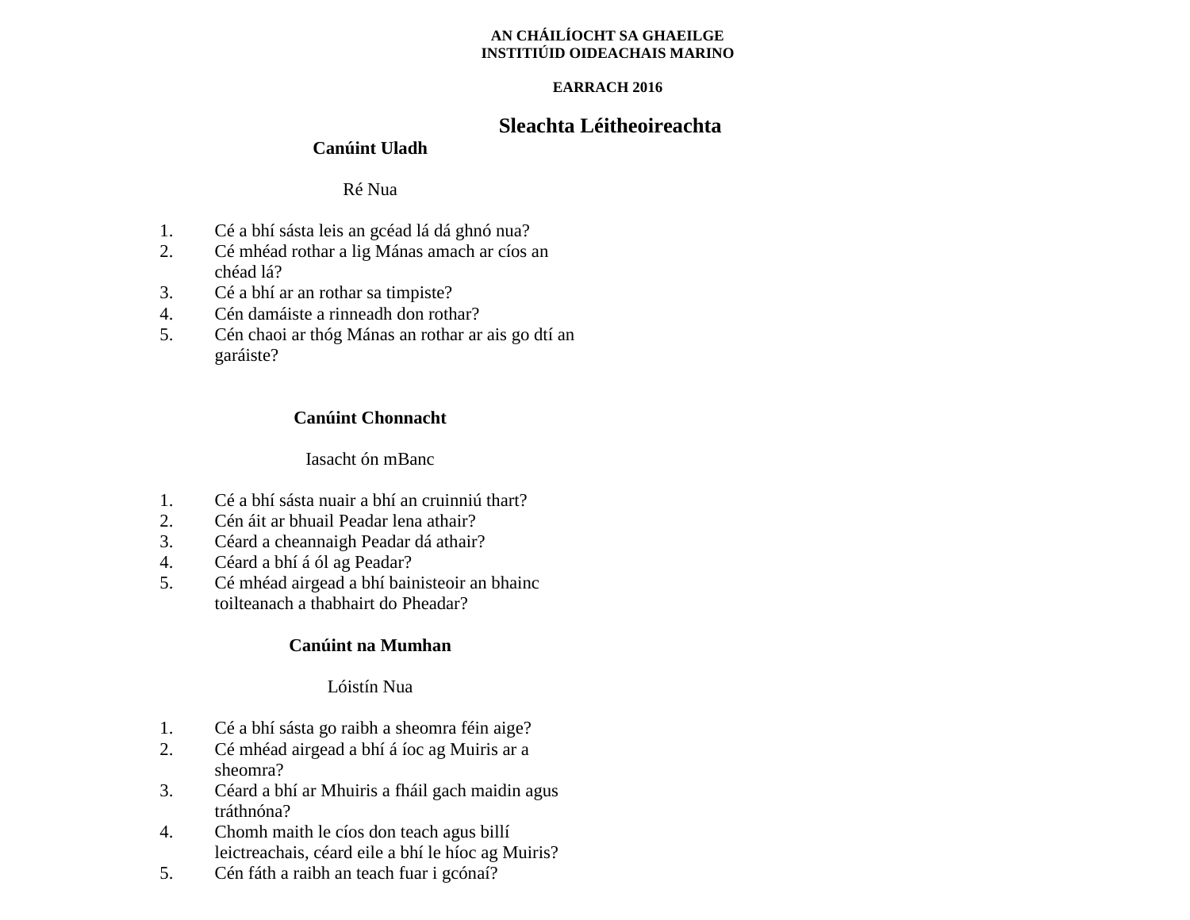**AN CHÁILÍOCHT SA GHAEILGE**
**INSTITIÚID OIDEACHAIS MARINO**

**EARRACH 2016**

## Sleachta Léitheoireachta

### Canúint Uladh

Ré Nua

1. Cé a bhí sásta leis an gcéad lá dá ghnó nua?
2. Cé mhéad rothar a lig Mánas amach ar cíos an chéad lá?
3. Cé a bhí ar an rothar sa timpiste?
4. Cén damáiste a rinneadh don rothar?
5. Cén chaoi ar thóg Mánas an rothar ar ais go dtí an garáiste?

### Canúint Chonnacht

Iasacht ón mBanc

1. Cé a bhí sásta nuair a bhí an cruinniú thart?
2. Cén áit ar bhuail Peadar lena athair?
3. Céard a cheannaigh Peadar dá athair?
4. Céard a bhí á ól ag Peadar?
5. Cé mhéad airgead a bhí bainisteoir an bhainc toilteanach a thabhairt do Pheadar?

### Canúint na Mumhan

Lóistín Nua

1. Cé a bhí sásta go raibh a sheomra féin aige?
2. Cé mhéad airgead a bhí á íoc ag Muiris ar a sheomra?
3. Céard a bhí ar Mhuiris a fháil gach maidin agus tráthnóna?
4. Chomh maith le cíos don teach agus billí leictreachais, céard eile a bhí le híoc ag Muiris?
5. Cén fáth a raibh an teach fuar i gcónaí?